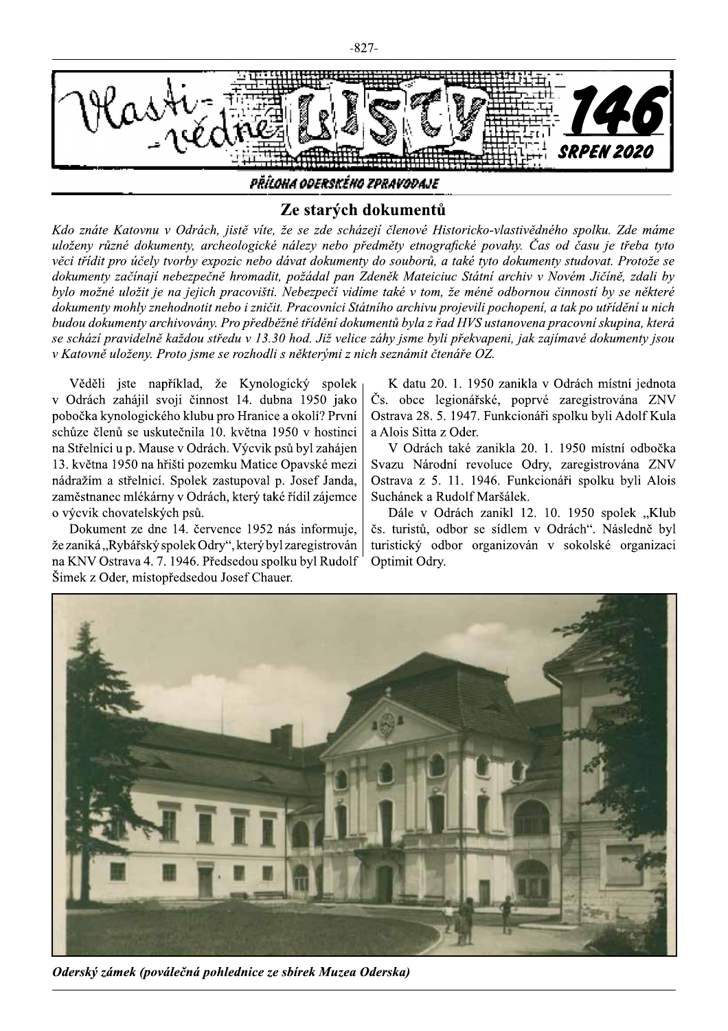## Ze starých dokumentů

*Kdo znáte Katovnu v Odrách, jistě víte, že se zde scházejí členové Historicko-vlastivědného spolku. Zde máme uloženy různé dokumenty, archeologické nálezy nebo předměty etnografické povahy. Čas od času je třeba tyto věci třídit pro účely tvorby expozic nebo dávat dokumenty do souborů, a také tyto dokumenty studovat. Protože se dokumenty začínají nebezpečně hromadit, požádal pan Zdeněk Mateiciuc Státní archiv v Novém Jičíně, zdali by bylo možné uložit je na jejich pracovišti. Nebezpečí vidíme také v tom, že méně odbornou činností by se některé dokumenty mohly znehodnotit nebo i zničit. Pracovníci Státního archivu projevili pochopení, a tak po utřídění u nich budou dokumenty archivovány. Pro předběžné třídění dokumentů byla z řad HVS ustanovena pracovní skupina, která se schází pravidelně každou středu v 13.30 hod. Již velice záhy jsme byli překvapeni, jak zajímavé dokumenty jsou v Katovně uloženy. Proto jsme se rozhodli s některými z nich seznámit čtenáře OZ.*

Věděli jste například, že Kynologický spolek v Odrách zahájil svoji činnost 14. dubna 1950 jako pobočka kynologického klubu pro Hranice a okolí? První schůze členů se uskutečnila 10. května 1950 v hostinci na Střelnici u p. Mause v Odrách. Výcvik psů byl zahájen 13. května 1950 na hřišti pozemku Matice Opavské mezi nádražím a střelnicí. Spolek zastupoval p. Josef Janda, zaměstnanec mlékárny v Odrách, který také řídil zájemce o výcvik chovatelských psů.

Dokument ze dne 14. července 1952 nás informuje, že zaniká „Rybářský spolek Odry", který byl zaregistrován na KNV Ostrava 4. 7. 1946. Předsedou spolku byl Rudolf Šimek z Oder, místopředsedou Josef Chauer.

K datu 20. 1. 1950 zanikla v Odrách místní jednota Čs. obce legionářské, poprvé zaregistrována ZNV Ostrava 28. 5. 1947. Funkcionáři spolku byli Adolf Kula a Alois Sitta z Oder.

V Odrách také zanikla 20. 1. 1950 místní odbočka Svazu Národní revoluce Odry, zaregistrována ZNV Ostrava z 5. 11. 1946. Funkcionáři spolku byli Alois Suchánek a Rudolf Maršálek.

Dále v Odrách zanikl 12. 10. 1950 spolek „Klub čs. turistů, odbor se sídlem v Odrách". Následně byl turistický odbor organizován v sokolské organizaci Optimit Odry.

***Oderský zámek (poválečná pohlednice ze sbírek Muzea Oderska)***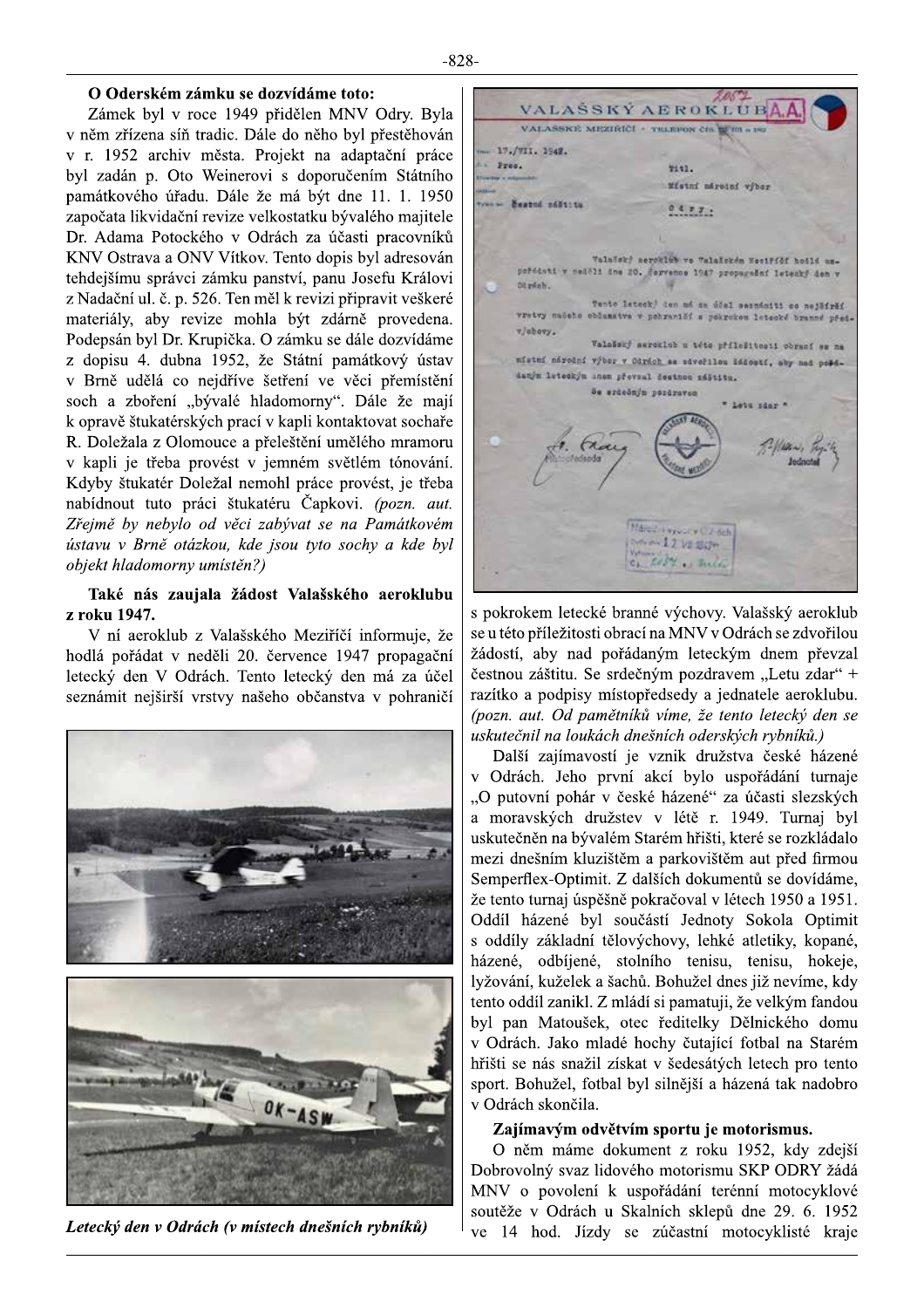**O Oderském zámku se dozvídáme toto:**

Zámek byl v roce 1949 přidělen MNV Odry. Byla v něm zřízena síň tradic. Dále do něho byl přestěhován v r. 1952 archiv města. Projekt na adaptační práce byl zadán p. Oto Weinerovi s doporučením Státního památkového úřadu. Dále že má být dne 11. 1. 1950 započata likvidační revize velkostatku bývalého majitele Dr. Adama Potockého v Odrách za účasti pracovníků KNV Ostrava a ONV Vítkov. Tento dopis byl adresován tehdejšímu správci zámku panství, panu Josefu Královi z Nadační ul. č. p. 526. Ten měl k revizi připravit veškeré materiály, aby revize mohla být zdárně provedena. Podepsán byl Dr. Krupička. O zámku se dále dozvídáme z dopisu 4. dubna 1952, že Státní památkový ústav v Brně udělá co nejdříve šetření ve věci přemístění soch a zboření „bývalé hladomorny". Dále že mají k opravě štukatérských prací v kapli kontaktovat sochaře R. Doležala z Olomouce a přeleštění umělého mramoru v kapli je třeba provést v jemném světlém tónování. Kdyby štukatér Doležal nemohl práce provést, je třeba nabídnout tuto práci štukatéru Čapkovi. *(pozn. aut. Zřejmě by nebylo od věci zabývat se na Památkovém ústavu v Brně otázkou, kde jsou tyto sochy a kde byl objekt hladomorny umístěn?)*

**Také nás zaujala žádost Valašského aeroklubu z roku 1947.**

V ní aeroklub z Valašského Meziříčí informuje, že hodlá pořádat v neděli 20. července 1947 propagační letecký den V Odrách. Tento letecký den má za účel seznámit nejširší vrstvy našeho občanstva v pohraničí s pokrokem letecké branné výchovy. Valašský aeroklub se u této příležitosti obrací na MNV v Odrách se zdvořilou žádostí, aby nad pořádaným leteckým dnem převzal čestnou záštitu. Se srdečným pozdravem „Letu zdar" + razítko a podpisy místopředsedy a jednatele aeroklubu. *(pozn. aut. Od pamětníků víme, že tento letecký den se uskutečnil na loukách dnešních oderských rybníků.)*

*Letecký den v Odrách (v místech dnešních rybníků)*

Další zajímavostí je vznik družstva české házené v Odrách. Jeho první akcí bylo uspořádání turnaje „O putovní pohár v české házené" za účasti slezských a moravských družstev v létě r. 1949. Turnaj byl uskutečněn na bývalém Starém hřišti, které se rozkládalo mezi dnešním kluzištěm a parkovištěm aut před firmou Semperflex-Optimit. Z dalších dokumentů se dovídáme, že tento turnaj úspěšně pokračoval v létech 1950 a 1951. Oddíl házené byl součástí Jednoty Sokola Optimit s oddíly základní tělovýchovy, lehké atletiky, kopané, házené, odbíjené, stolního tenisu, tenisu, hokeje, lyžování, kuželek a šachů. Bohužel dnes již nevíme, kdy tento oddíl zanikl. Z mládí si pamatuji, že velkým fandou byl pan Matoušek, otec ředitelky Dělnického domu v Odrách. Jako mladé hochy čutající fotbal na Starém hřišti se nás snažil získat v šedesátých letech pro tento sport. Bohužel, fotbal byl silnější a házená tak nadobro v Odrách skončila.

**Zajímavým odvětvím sportu je motorismus.**

O něm máme dokument z roku 1952, kdy zdejší Dobrovolný svaz lidového motorismu SKP ODRY žádá MNV o povolení k uspořádání terénní motocyklové soutěže v Odrách u Skalních sklepů dne 29. 6. 1952 ve 14 hod. Jízdy se zúčastní motocyklisté kraje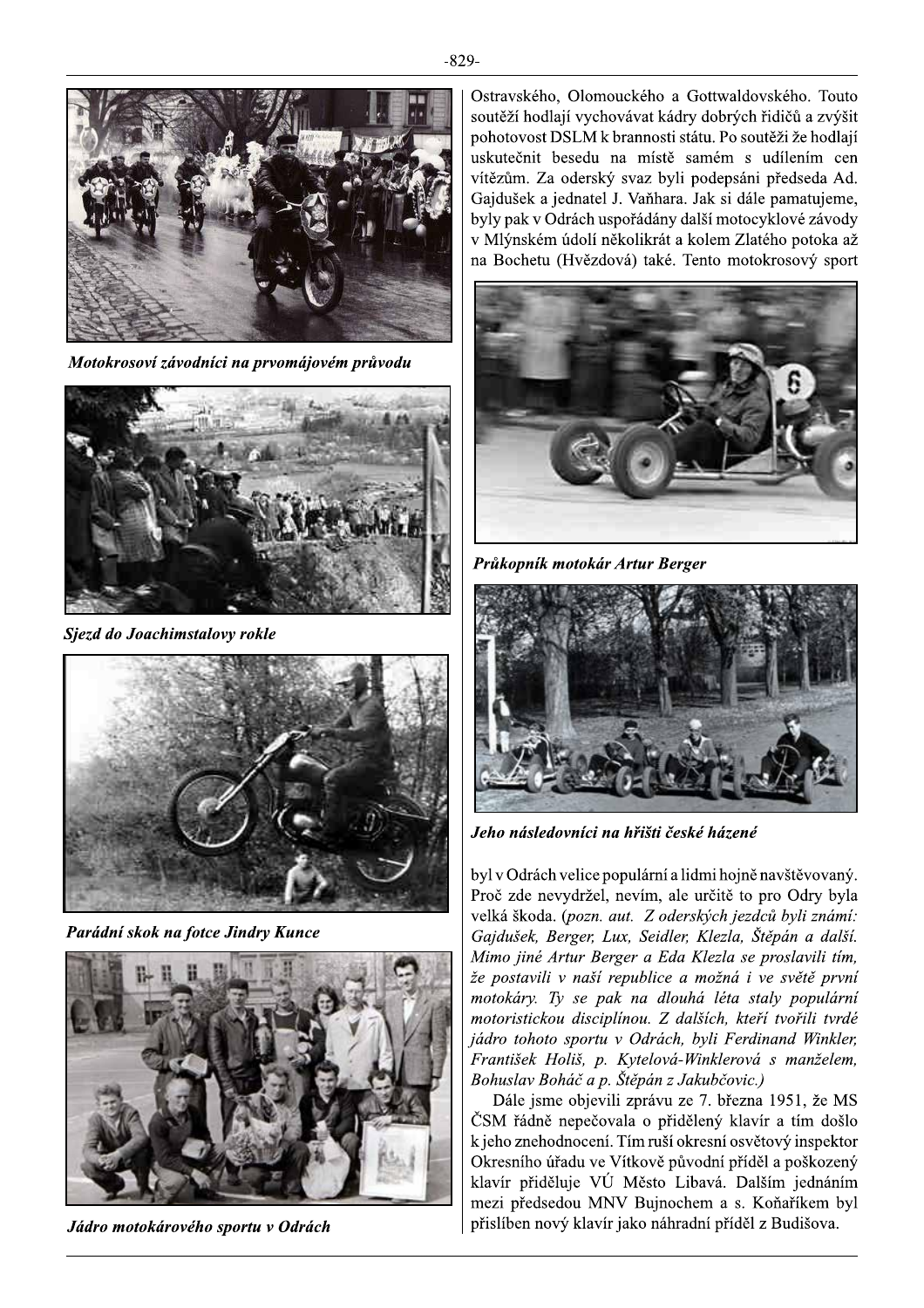*Motokrosoví závodníci na prvomájovém průvodu*

*Sjezd do Joachimstalovy rokle*

*Parádní skok na fotce Jindry Kunce*

*Jádro motokárového sportu v Odrách*

Ostravského, Olomouckého a Gottwaldovského. Touto soutěží hodlají vychovávat kádry dobrých řidičů a zvýšit pohotovost DSLM k brannosti státu. Po soutěži že hodlají uskutečnit besedu na místě samém s udílením cen vítězům. Za oderský svaz byli podepsáni předseda Ad. Gajdušek a jednatel J. Vaňhara. Jak si dále pamatujeme, byly pak v Odrách uspořádány další motocyklové závody v Mlýnském údolí několikrát a kolem Zlatého potoka až na Bochetu (Hvězdová) také. Tento motokrosový sport

*Průkopník motokár Artur Berger*

*Jeho následovníci na hřišti české házené*

byl v Odrách velice populární a lidmi hojně navštěvovaný. Proč zde nevydržel, nevím, ale určitě to pro Odry byla velká škoda. (*pozn. aut. Z oderských jezdců byli známí: Gajdušek, Berger, Lux, Seidler, Klezla, Štěpán a další. Mimo jiné Artur Berger a Eda Klezla se proslavili tím, že postavili v naší republice a možná i ve světě první motokáry. Ty se pak na dlouhá léta staly populární motoristickou disciplínou. Z dalších, kteří tvořili tvrdé jádro tohoto sportu v Odrách, byli Ferdinand Winkler, František Holiš, p. Kytelová-Winklerová s manželem, Bohuslav Boháč a p. Štěpán z Jakubčovic.)*

Dále jsme objevili zprávu ze 7. března 1951, že MS ČSM řádně nepečovala o přidělený klavír a tím došlo k jeho znehodnocení. Tím ruší okresní osvětový inspektor Okresního úřadu ve Vítkově původní příděl a poškozený klavír přiděluje VÚ Město Libavá. Dalším jednáním mezi předsedou MNV Bujnochem a s. Koňaříkem byl přislíben nový klavír jako náhradní příděl z Budišova.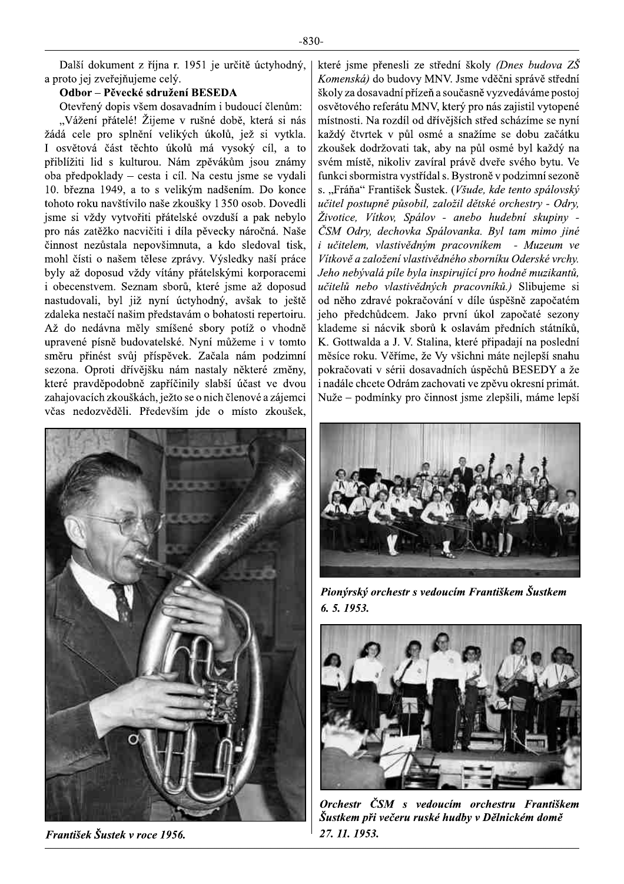Další dokument z října r. 1951 je určitě úctyhodný, a proto jej zveřejňujeme celý.

**Odbor – Pěvecké sdružení BESEDA**

Otevřený dopis všem dosavadním i budoucí členům:

„Vážení přátelé! Žijeme v rušné době, která si nás žádá cele pro splnění velikých úkolů, jež si vytkla. I osvětová část těchto úkolů má vysoký cíl, a to přiblížiti lid s kulturou. Nám zpěvákům jsou známy oba předpoklady – cesta i cíl. Na cestu jsme se vydali 10. března 1949, a to s velikým nadšením. Do konce tohoto roku navštívilo naše zkoušky 1 350 osob. Dovedli jsme si vždy vytvořiti přátelské ovzduší a pak nebylo pro nás zatěžko nacvičiti i díla pěvecky náročná. Naše činnost nezůstala nepovšimnuta, a kdo sledoval tisk, mohl čísti o našem tělese zprávy. Výsledky naší práce byly až doposud vždy vítány přátelskými korporacemi i obecenstvem. Seznam sborů, které jsme až doposud nastudovali, byl již nyní úctyhodný, avšak to ještě zdaleka nestačí našim představám o bohatosti repertoiru. Až do nedávna měly smíšené sbory potíž o vhodně upravené písně budovatelské. Nyní můžeme i v tomto směru přinést svůj příspěvek. Začala nám podzimní sezona. Oproti dřívějšku nám nastaly některé změny, které pravděpodobně zapříčinily slabší účast ve dvou zahajovacích zkouškách, ježto se o nich členové a zájemci včas nedozvěděli. Především jde o místo zkoušek, které jsme přenesli ze střední školy *(Dnes budova ZŠ Komenská)* do budovy MNV. Jsme vděčni správě střední školy za dosavadní přízeň a současně vyzvedáváme postoj osvětového referátu MNV, který pro nás zajistil vytopené místnosti. Na rozdíl od dřívějších střed scházíme se nyní každý čtvrtek v půl osmé a snažíme se dobu začátku zkoušek dodržovati tak, aby na půl osmé byl každý na svém místě, nikoliv zavíral právě dveře svého bytu. Ve funkci sbormistra vystřídal s. Bystroně v podzimní sezoně s. „Fráňa" František Šustek. (*Všude, kde tento spálovský učitel postupně působil, založil dětské orchestry - Odry, Životice, Vítkov, Spálov - anebo hudební skupiny - ČSM Odry, dechovka Spálovanka. Byl tam mimo jiné i učitelem, vlastivědným pracovníkem - Muzeum ve Vítkově a založení vlastivědného sborníku Oderské vrchy. Jeho nebývalá píle byla inspirující pro hodně muzikantů, učitelů nebo vlastivědných pracovníků.)* Slibujeme si od něho zdravé pokračování v díle úspěšně započatém jeho předchůdcem. Jako první úkol započaté sezony klademe si nácvik sborů k oslavám předních státníků, K. Gottwalda a J. V. Stalina, které připadají na poslední měsíce roku. Věříme, že Vy všichni máte nejlepší snahu pokračovati v sérii dosavadních úspěchů BESEDY a že i nadále chcete Odrám zachovati ve zpěvu okresní primát. Nuže – podmínky pro činnost jsme zlepšili, máme lepší

***František Šustek v roce 1956.***

***Pionýrský orchestr s vedoucím Františkem Šustkem 6. 5. 1953.***

***Orchestr ČSM s vedoucím orchestru Františkem Šustkem při večeru ruské hudby v Dělnickém domě 27. 11. 1953.***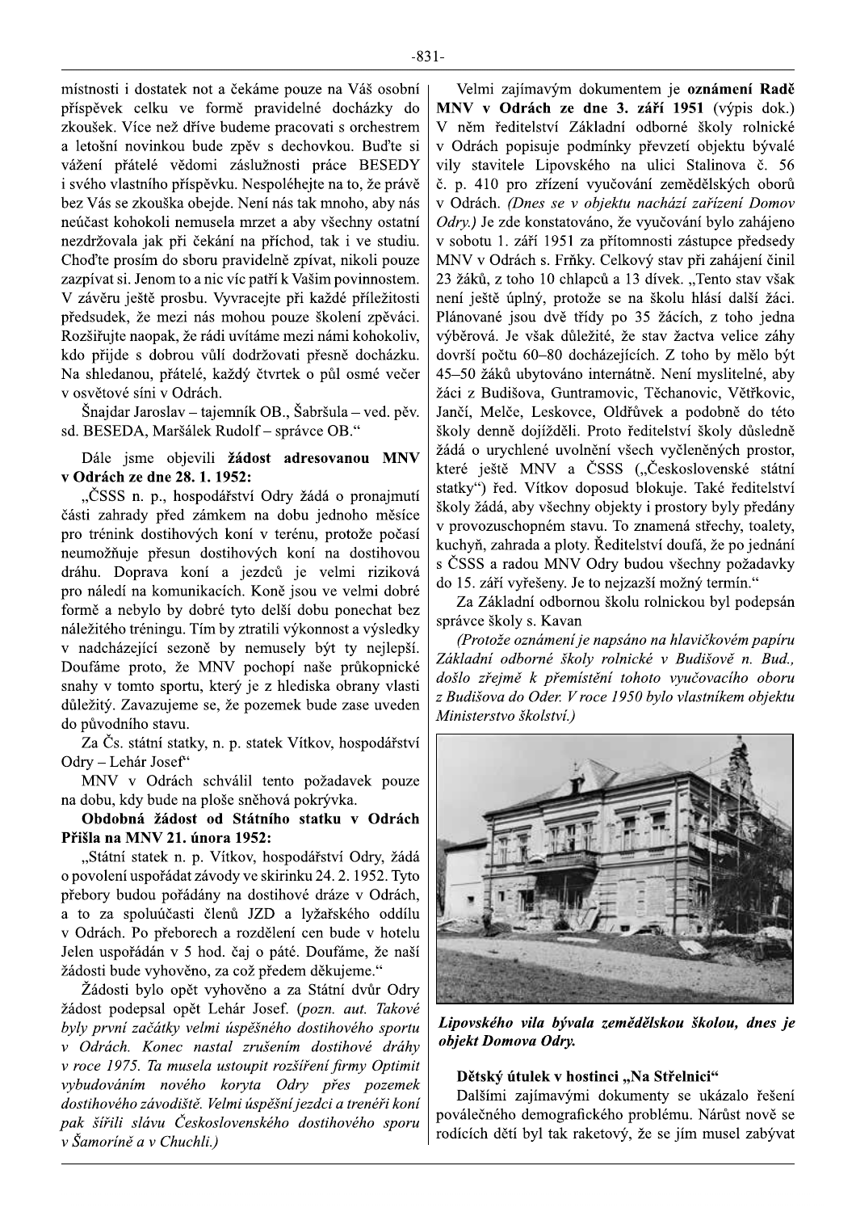místnosti i dostatek not a čekáme pouze na Váš osobní příspěvek celku ve formě pravidelné docházky do zkoušek. Více než dříve budeme pracovati s orchestrem a letošní novinkou bude zpěv s dechovkou. Buďte si vážení přátelé vědomi záslužnosti práce BESEDY i svého vlastního příspěvku. Nespoléhejte na to, že právě bez Vás se zkouška obejde. Není nás tak mnoho, aby nás neúčast kohokoli nemusela mrzet a aby všechny ostatní nezdržovala jak při čekání na příchod, tak i ve studiu. Choďte prosím do sboru pravidelně zpívat, nikoli pouze zazpívat si. Jenom to a nic víc patří k Vašim povinnostem. V závěru ještě prosbu. Vyvracejte při každé příležitosti předsudek, že mezi nás mohou pouze školení zpěváci. Rozšiřujte naopak, že rádi uvítáme mezi námi kohokoliv, kdo přijde s dobrou vůlí dodržovati přesně docházku. Na shledanou, přátelé, každý čtvrtek o půl osmé večer v osvětové síni v Odrách.

Šnajdar Jaroslav – tajemník OB., Šabršula – ved. pěv. sd. BESEDA, Maršálek Rudolf – správce OB."

Dále jsme objevili **žádost adresovanou MNV v Odrách ze dne 28. 1. 1952:**

„ČSSS n. p., hospodářství Odry žádá o pronajmutí části zahrady před zámkem na dobu jednoho měsíce pro trénink dostihových koní v terénu, protože počasí neumožňuje přesun dostihových koní na dostihovou dráhu. Doprava koní a jezdců je velmi riziková pro náledí na komunikacích. Koně jsou ve velmi dobré formě a nebylo by dobré tyto delší dobu ponechat bez náležitého tréningu. Tím by ztratili výkonnost a výsledky v nadcházející sezoně by nemusely být ty nejlepší. Doufáme proto, že MNV pochopí naše průkopnické snahy v tomto sportu, který je z hlediska obrany vlasti důležitý. Zavazujeme se, že pozemek bude zase uveden do původního stavu.

Za Čs. státní statky, n. p. statek Vítkov, hospodářství Odry – Lehár Josef"

MNV v Odrách schválil tento požadavek pouze na dobu, kdy bude na ploše sněhová pokrývka.

**Obdobná žádost od Státního statku v Odrách Přišla na MNV 21. února 1952:**

„Státní statek n. p. Vítkov, hospodářství Odry, žádá o povolení uspořádat závody ve skirinku 24. 2. 1952. Tyto přebory budou pořádány na dostihové dráze v Odrách, a to za spoluúčasti členů JZD a lyžařského oddílu v Odrách. Po přeborech a rozdělení cen bude v hotelu Jelen uspořádán v 5 hod. čaj o páté. Doufáme, že naší žádosti bude vyhověno, za což předem děkujeme."

Žádosti bylo opět vyhověno a za Státní dvůr Odry žádost podepsal opět Lehár Josef. *(pozn. aut. Takové byly první začátky velmi úspěšného dostihového sportu v Odrách. Konec nastal zrušením dostihové dráhy v roce 1975. Ta musela ustoupit rozšíření firmy Optimit vybudováním nového koryta Odry přes pozemek dostihového závodiště. Velmi úspěšní jezdci a trenéři koní pak šířili slávu Československého dostihového sporu v Šamoríně a v Chuchli.)*

Velmi zajímavým dokumentem je **oznámení Radě MNV v Odrách ze dne 3. září 1951** (výpis dok.) V něm ředitelství Základní odborné školy rolnické v Odrách popisuje podmínky převzetí objektu bývalé vily stavitele Lipovského na ulici Stalinova č. 56 č. p. 410 pro zřízení vyučování zemědělských oborů v Odrách. *(Dnes se v objektu nachází zařízení Domov Odry.)* Je zde konstatováno, že vyučování bylo zahájeno v sobotu 1. září 1951 za přítomnosti zástupce předsedy MNV v Odrách s. Fríky. Celkový stav při zahájení činil 23 žáků, z toho 10 chlapců a 13 dívek. „Tento stav však není ještě úplný, protože se na školu hlásí další žáci. Plánované jsou dvě třídy po 35 žácích, z toho jedna výběrová. Je však důležité, že stav žactva velice záhy dovrší počtu 60–80 docházejících. Z toho by mělo být 45–50 žáků ubytováno internátně. Není myslitelné, aby žáci z Budišova, Guntramovic, Těchanovic, Větřkovic, Jančí, Melče, Leskovce, Oldřůvek a podobně do této školy denně dojížděli. Proto ředitelství školy důsledně žádá o urychlené uvolnění všech vyčleněných prostor, které ještě MNV a ČSSS („Československé státní statky") řed. Vítkov doposud blokuje. Také ředitelství školy žádá, aby všechny objekty i prostory byly předány v provozuschopném stavu. To znamená střechy, toalety, kuchyň, zahrada a ploty. Ředitelství doufá, že po jednání s ČSSS a radou MNV Odry budou všechny požadavky do 15. září vyřešeny. Je to nejzazší možný termín."

Za Základní odbornou školu rolnickou byl podepsán správce školy s. Kavan

*(Protože oznámení je napsáno na hlavičkovém papíru Základní odborné školy rolnické v Budišově n. Bud., došlo zřejmě k přemístění tohoto vyučovacího oboru z Budišova do Oder. V roce 1950 bylo vlastníkem objektu Ministerstvo školství.)*

***Lipovského vila bývala zemědělskou školou, dnes je objekt Domova Odry.***

### Dětský útulek v hostinci „Na Střelnici"

Dalšími zajímavými dokumenty se ukázalo řešení poválečného demografického problému. Nárůst nově se rodících dětí byl tak raketový, že se jím musel zabývat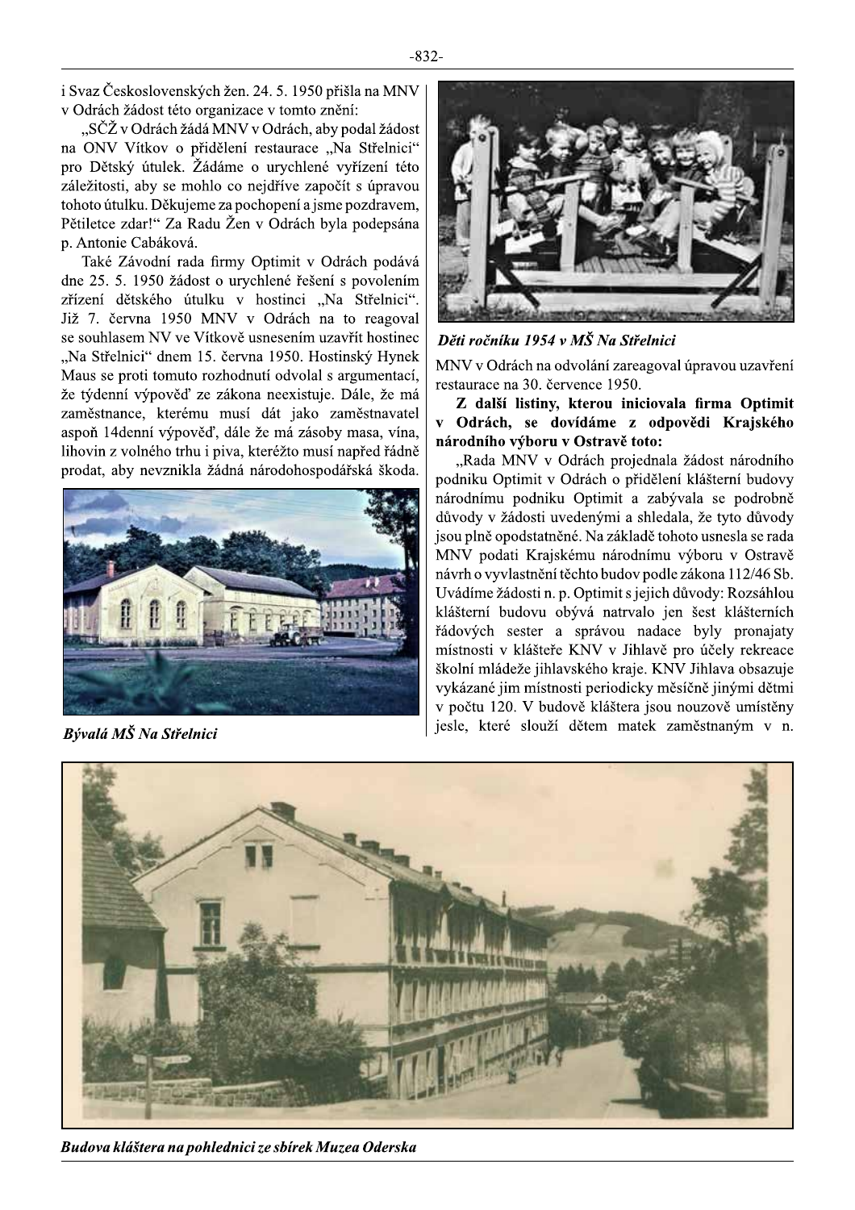i Svaz Československých žen. 24. 5. 1950 přišla na MNV v Odrách žádost této organizace v tomto znění:

„SČŽ v Odrách žádá MNV v Odrách, aby podal žádost na ONV Vítkov o přidělení restaurace „Na Střelnici" pro Dětský útulek. Žádáme o urychlené vyřízení této záležitosti, aby se mohlo co nejdříve započít s úpravou tohoto útulku. Děkujeme za pochopení a jsme pozdravem, Pětiletce zdar!" Za Radu Žen v Odrách byla podepsána p. Antonie Cabáková.

Také Závodní rada firmy Optimit v Odrách podává dne 25. 5. 1950 žádost o urychlené řešení s povolením zřízení dětského útulku v hostinci „Na Střelnici". Již 7. června 1950 MNV v Odrách na to reagoval se souhlasem NV ve Vítkově usnesením uzavřít hostinec „Na Střelnici" dnem 15. června 1950. Hostinský Hynek Maus se proti tomuto rozhodnutí odvolal s argumentací, že týdenní výpověď ze zákona neexistuje. Dále, že má zaměstnance, kterému musí dát jako zaměstnavatel aspoň 14denní výpověď, dále že má zásoby masa, vína, lihovin z volného trhu i piva, kteréžto musí napřed řádně prodat, aby nevznikla žádná národohospodářská škoda.

***Bývalá MŠ Na Střelnici***

***Děti ročníku 1954 v MŠ Na Střelnici***

MNV v Odrách na odvolání zareagoval úpravou uzavření restaurace na 30. července 1950.

**Z další listiny, kterou iniciovala firma Optimit v Odrách, se dovídáme z odpovědi Krajského národního výboru v Ostravě toto:**

„Rada MNV v Odrách projednala žádost národního podniku Optimit v Odrách o přidělení klášterní budovy národnímu podniku Optimit a zabývala se podrobně důvody v žádosti uvedenými a shledala, že tyto důvody jsou plně opodstatněné. Na základě tohoto usnesla se rada MNV podati Krajskému národnímu výboru v Ostravě návrh o vyvlastnění těchto budov podle zákona 112/46 Sb. Uvádíme žádosti n. p. Optimit s jejich důvody: Rozsáhlou klášterní budovu obývá natrvalo jen šest klášterních řádových sester a správou nadace byly pronajaty místnosti v klášteře KNV v Jihlavě pro účely rekreace školní mládeže jihlavského kraje. KNV Jihlava obsazuje vykázané jim místnosti periodicky měsíčně jinými dětmi v počtu 120. V budově kláštera jsou nouzově umístěny jesle, které slouží dětem matek zaměstnaným v n.

***Budova kláštera na pohlednici ze sbírek Muzea Oderska***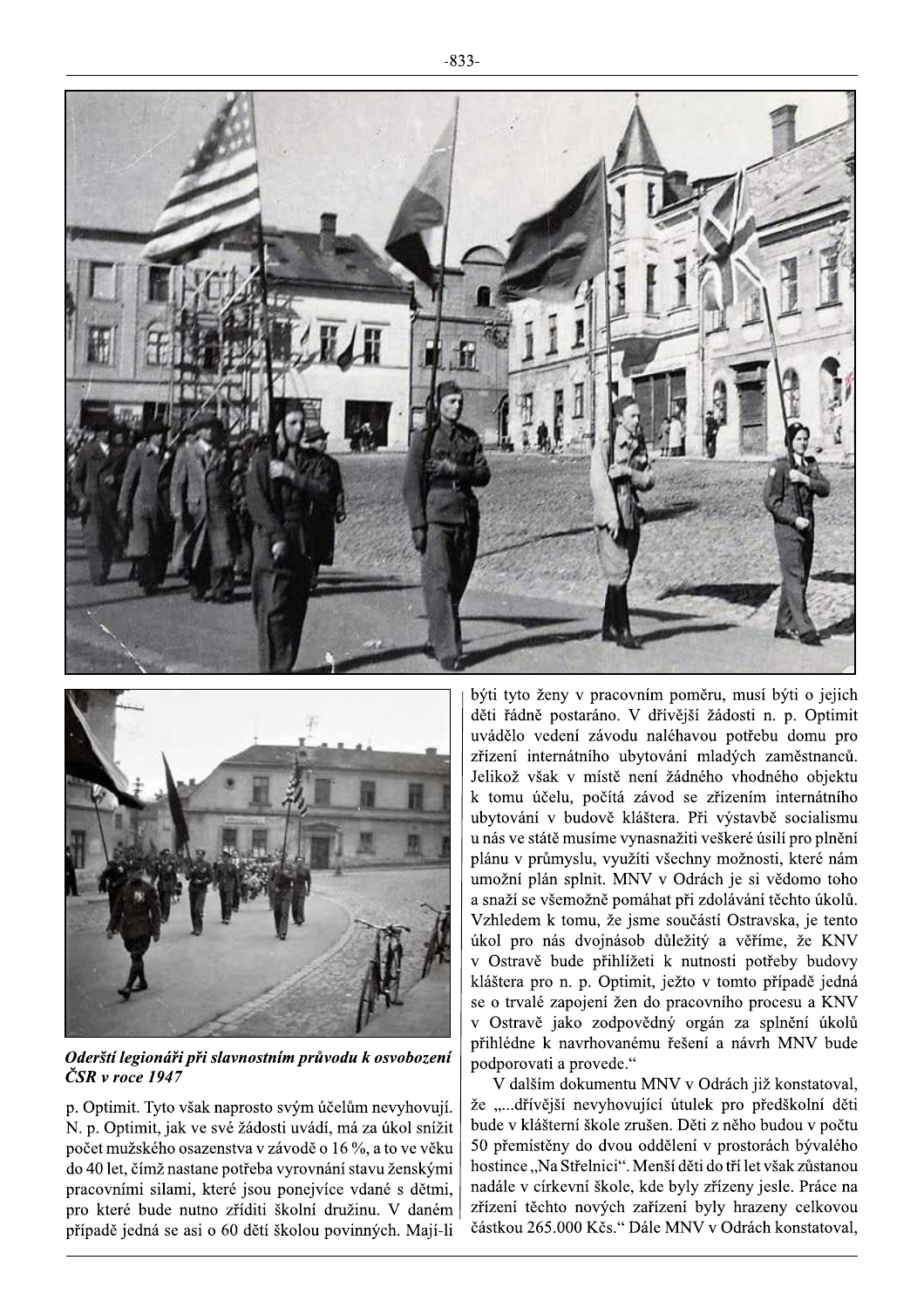*Oderští legionáři při slavnostním průvodu k osvobození ČSR v roce 1947*

p. Optimit. Tyto však naprosto svým účelům nevyhovují. N. p. Optimit, jak ve své žádosti uvádí, má za úkol snížit počet mužského osazenstva v závodě o 16 %, a to ve věku do 40 let, čímž nastane potřeba vyrovnání stavu ženskými pracovními silami, které jsou ponejvíce vdané s dětmi, pro které bude nutno zříditi školní družinu. V daném případě jedná se asi o 60 dětí školou povinných. Mají-li býti tyto ženy v pracovním poměru, musí býti o jejich děti řádně postaráno. V dřívější žádosti n. p. Optimit uvádělo vedení závodu naléhavou potřebu domu pro zřízení internátního ubytování mladých zaměstnanců. Jelikož však v místě není žádného vhodného objektu k tomu účelu, počítá závod se zřízením internátního ubytování v budově kláštera. Při výstavbě socialismu u nás ve státě musíme vynasnažiti veškeré úsilí pro plnění plánu v průmyslu, využíti všechny možnosti, které nám umožní plán splnit. MNV v Odrách je si vědomo toho a snaží se všemožně pomáhat při zdolávání těchto úkolů. Vzhledem k tomu, že jsme součástí Ostravska, je tento úkol pro nás dvojnásob důležitý a věříme, že KNV v Ostravě bude přihlížeti k nutnosti potřeby budovy kláštera pro n. p. Optimit, ježto v tomto případě jedná se o trvalé zapojení žen do pracovního procesu a KNV v Ostravě jako zodpovědný orgán za splnění úkolů přihlédne k navrhovanému řešení a návrh MNV bude podporovati a provede."

V dalším dokumentu MNV v Odrách již konstatoval, že „...dřívější nevyhovující útulek pro předškolní děti bude v klášterní škole zrušen. Děti z něho budou v počtu 50 přemístěny do dvou oddělení v prostorách bývalého hostince „Na Střelnici". Menší děti do tří let však zůstanou nadále v církevní škole, kde byly zřízeny jesle. Práce na zřízení těchto nových zařízení byly hrazeny celkovou částkou 265.000 Kčs." Dále MNV v Odrách konstatoval,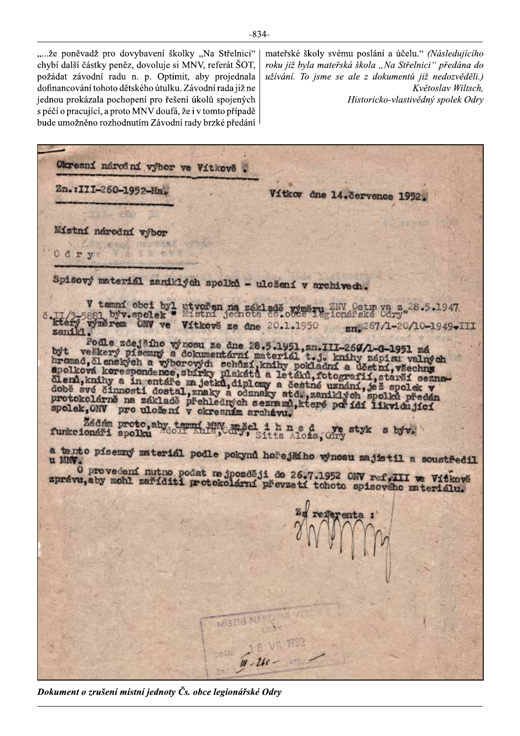„...že poněvadž pro dovybavení školky „Na Střelnici" chybí další částky peněz, dovoluje si MNV, referát ŠOT, požádat závodní radu n. p. Optimit, aby projednala dofinancování tohoto dětského útulku. Závodní rada již ne jednou prokázala pochopení pro řešení úkolů spojených s péčí o pracující, a proto MNV doufá, že i v tomto případě bude umožněno rozhodnutím Závodní rady brzké předání mateřské školy svému poslání a účelu." *(Následujícího roku již byla mateřská škola „Na Střelnici" předána do užívání. To jsme se ale z dokumentů již nedozvěděli.)*

*Květoslav Wiltsch,*
*Historicko-vlastivědný spolek Odry*

Okresní národní výbor ve Vítkově.

Zn.:III-260-1952-Ha.

Vítkov dne 14.července 1952.

Místní národní výbor

O d r y

Spisový materiál zaniklých spolků - uložení v archivech.

V tamní obci byl utvořen na základě výměru ZNV Ostrava z 28.5.1947 č.II/3-5881 býv.spolek " Místní jednota čs.obce legionářské Odry" který výměrem ONV ve Vítkově ze dne 20.1.1950 zn. 267/1-20/10-1949-III zanikl.

Podle zdejšího výnosu ze dne 28.5.1951,zn.III-260/1-G-1951 má být veškerý písemný a dokumentární materiál t.j. knihy zápisu valných hromad,členských a výborových schůzí,knihy pokladní a účetní,všechna spolková korespondence,sbírky plakátů a letáků,fotografií,starší seznamy členů,knihy a inventáře majetku,diplomy a čestné uznání,jež spolek v době své činnosti dostal,znaky a odznaky atd.,zaniklých spolků předán protokolárně na základě přehledných seznamů,které pořídí likvidující spolek,ONV pro uložení v okresním archívu.

Žádám proto,aby tamní MNV vešel i h n e d ve styk s býv. funkcionáři spolku Adolf Kula,Odry, Sitta Alois,Odry

a tento písemný materiál podle pokynů hořejšího výnosu zajistil a soustředil u MNV.

O provedení nutno podat nejpozději do 26.7.1952 ONV ref.III ve Vítkově zprávu,aby mohl zaříditi protokolární převzetí tohoto spisového materiálu.

Za referenta :

MÍSTNÍ NÁRODNÍ VÝBOR ODRY
18. VII. 1952
III-260

***Dokument o zrušení místní jednoty Čs. obce legionářské Odry***